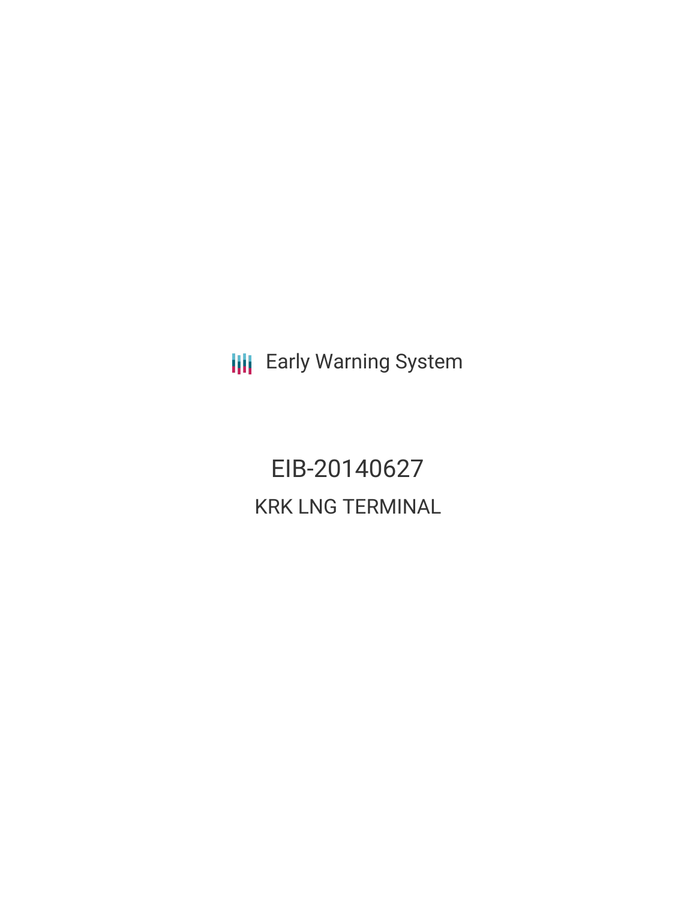Early Warning System

# EIB-20140627

## KRK LNG TERMINAL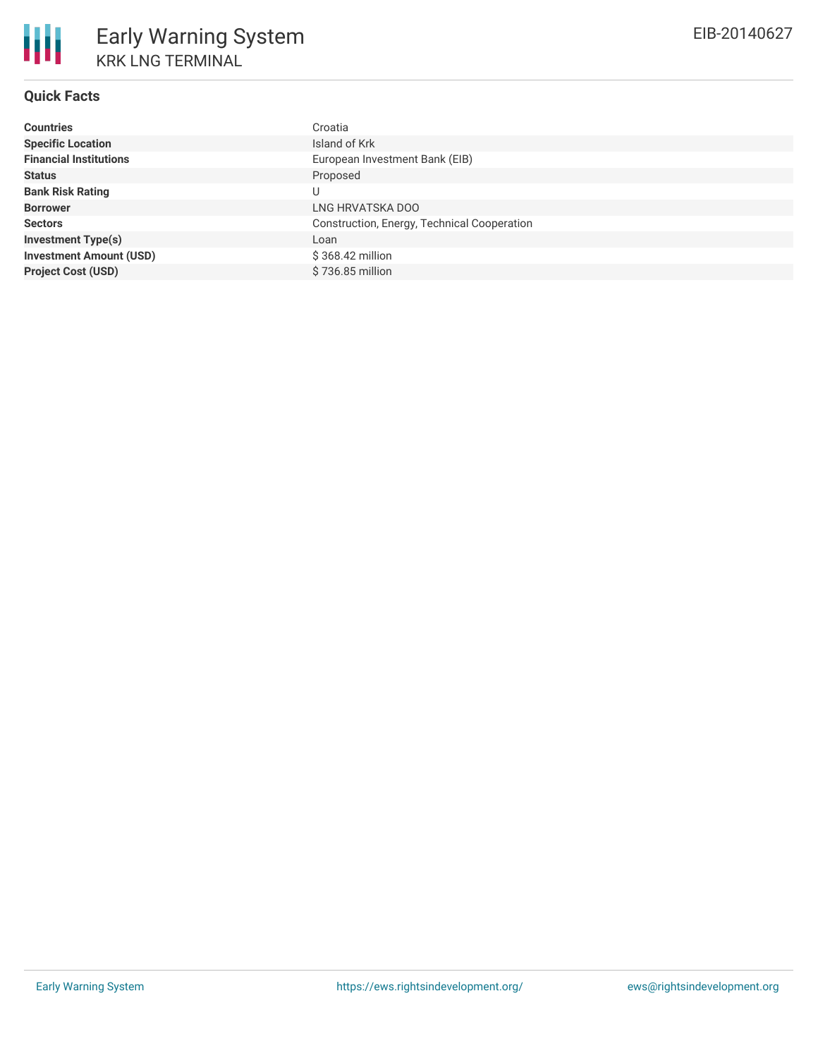# Early Warning System

KRK LNG TERMINAL

EIB-20140627

## Quick Facts

| | |
|---|---|
| **Countries** | Croatia |
| **Specific Location** | Island of Krk |
| **Financial Institutions** | European Investment Bank (EIB) |
| **Status** | Proposed |
| **Bank Risk Rating** | U |
| **Borrower** | LNG HRVATSKA DOO |
| **Sectors** | Construction, Energy, Technical Cooperation |
| **Investment Type(s)** | Loan |
| **Investment Amount (USD)** | $ 368.42 million |
| **Project Cost (USD)** | $ 736.85 million |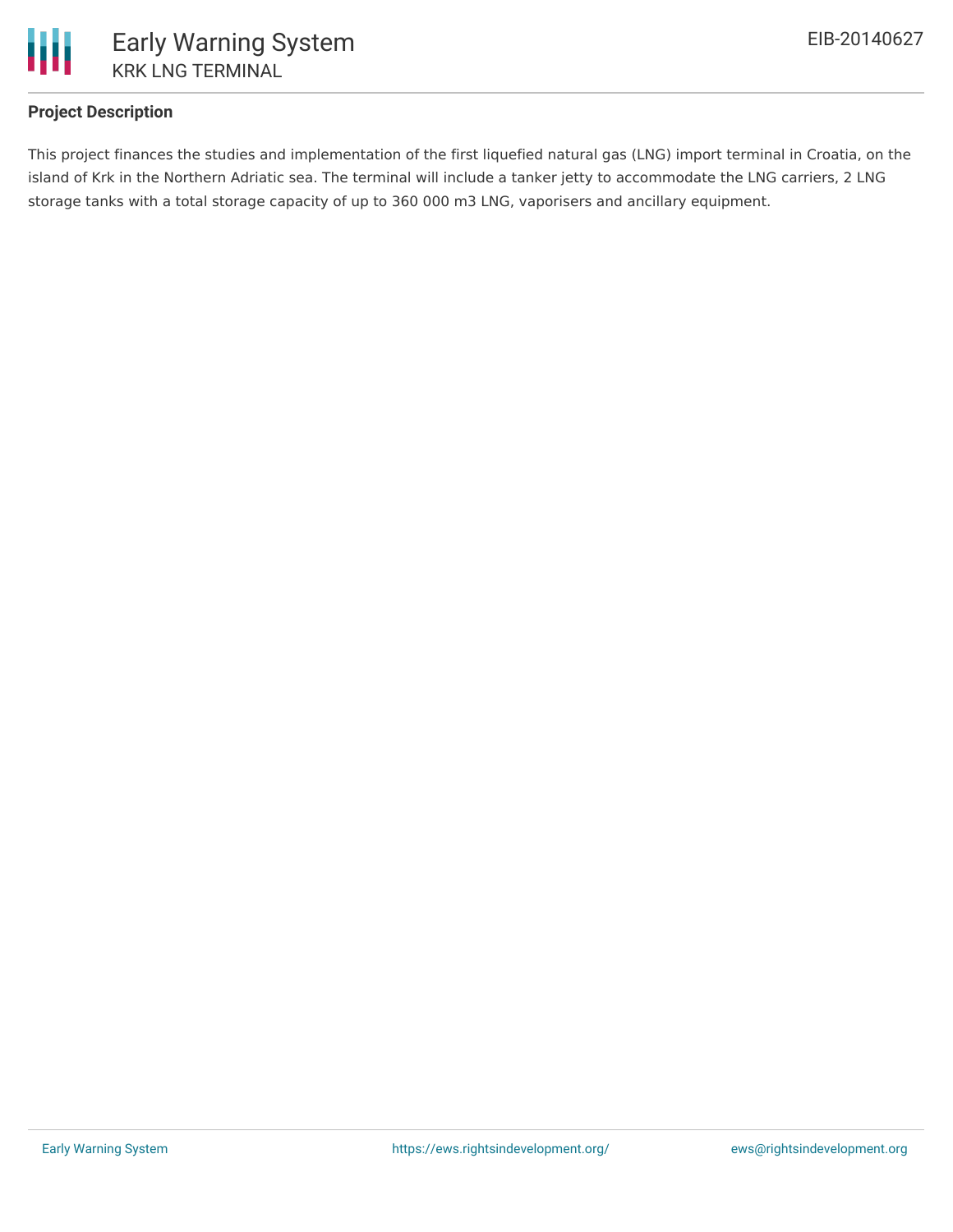## Project Description

This project finances the studies and implementation of the first liquefied natural gas (LNG) import terminal in Croatia, on the island of Krk in the Northern Adriatic sea. The terminal will include a tanker jetty to accommodate the LNG carriers, 2 LNG storage tanks with a total storage capacity of up to 360 000 m3 LNG, vaporisers and ancillary equipment.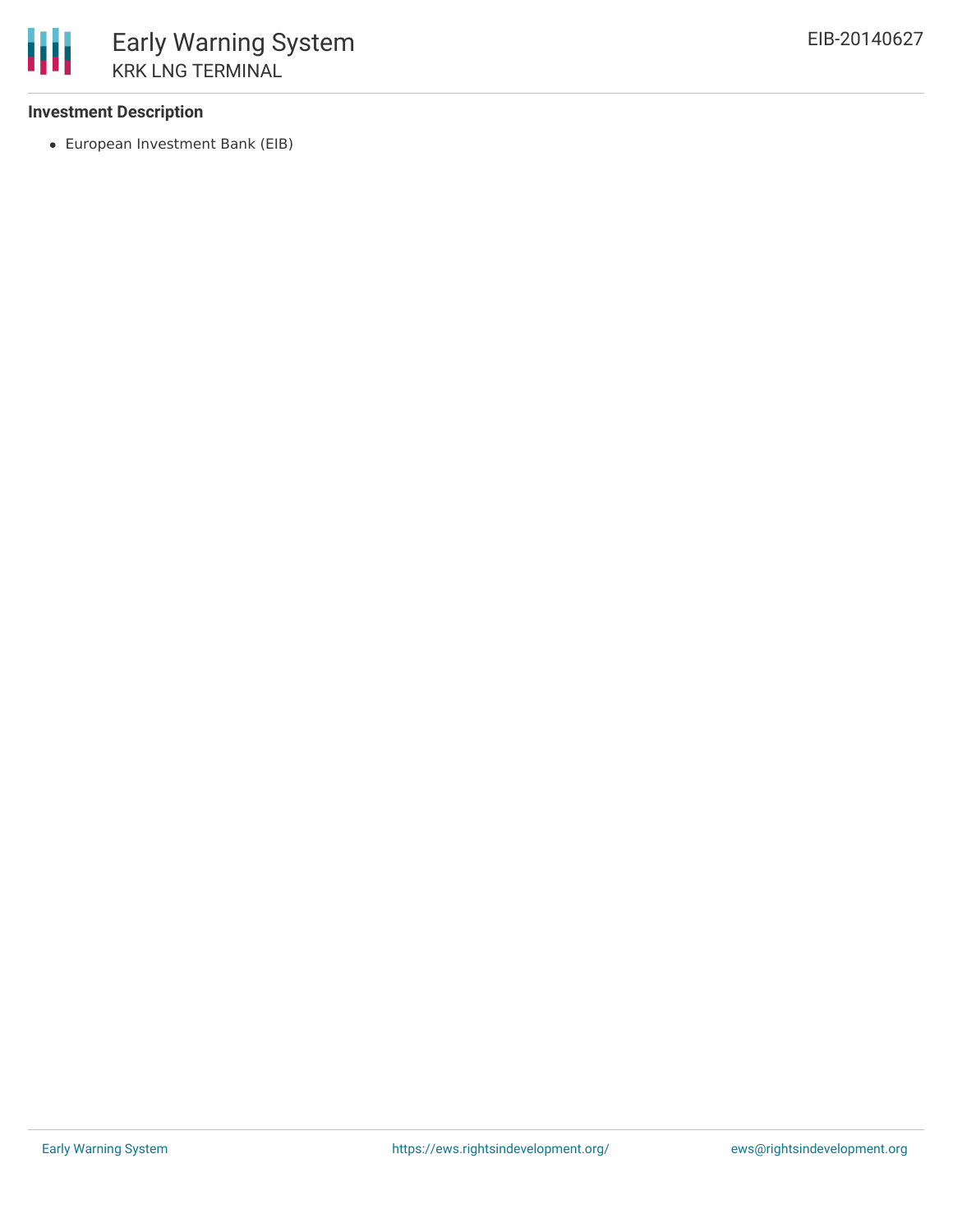**Investment Description**

- European Investment Bank (EIB)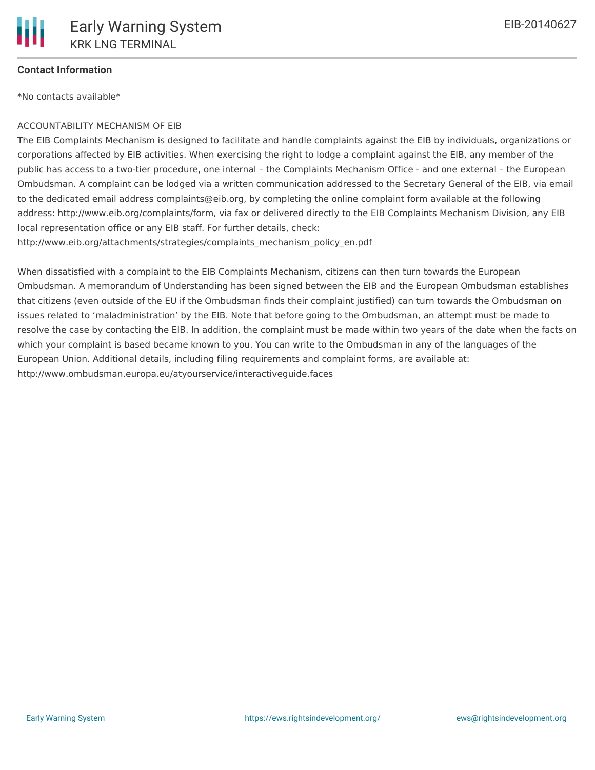**Contact Information**

*No contacts available*

ACCOUNTABILITY MECHANISM OF EIB

The EIB Complaints Mechanism is designed to facilitate and handle complaints against the EIB by individuals, organizations or corporations affected by EIB activities. When exercising the right to lodge a complaint against the EIB, any member of the public has access to a two-tier procedure, one internal – the Complaints Mechanism Office - and one external – the European Ombudsman. A complaint can be lodged via a written communication addressed to the Secretary General of the EIB, via email to the dedicated email address complaints@eib.org, by completing the online complaint form available at the following address: http://www.eib.org/complaints/form, via fax or delivered directly to the EIB Complaints Mechanism Division, any EIB local representation office or any EIB staff. For further details, check: http://www.eib.org/attachments/strategies/complaints_mechanism_policy_en.pdf

When dissatisfied with a complaint to the EIB Complaints Mechanism, citizens can then turn towards the European Ombudsman. A memorandum of Understanding has been signed between the EIB and the European Ombudsman establishes that citizens (even outside of the EU if the Ombudsman finds their complaint justified) can turn towards the Ombudsman on issues related to 'maladministration' by the EIB. Note that before going to the Ombudsman, an attempt must be made to resolve the case by contacting the EIB. In addition, the complaint must be made within two years of the date when the facts on which your complaint is based became known to you. You can write to the Ombudsman in any of the languages of the European Union. Additional details, including filing requirements and complaint forms, are available at: http://www.ombudsman.europa.eu/atyourservice/interactiveguide.faces